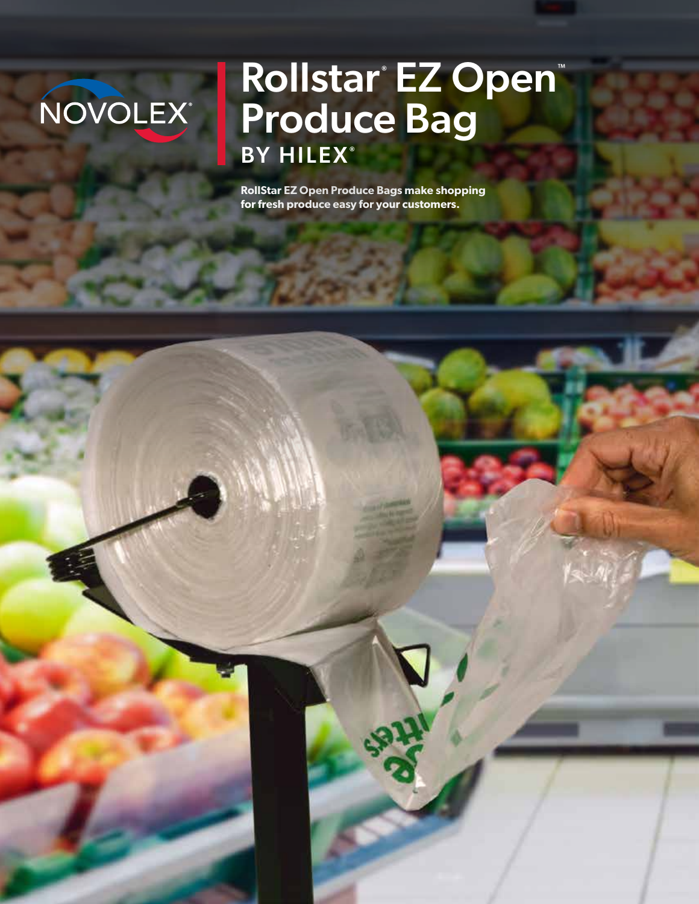NOVOLEX®

# Rollstar® EZ Open™ Produce Bag

## BY HILEX®

**RollStar EZ Open Produce Bags make shopping for fresh produce easy for your customers.**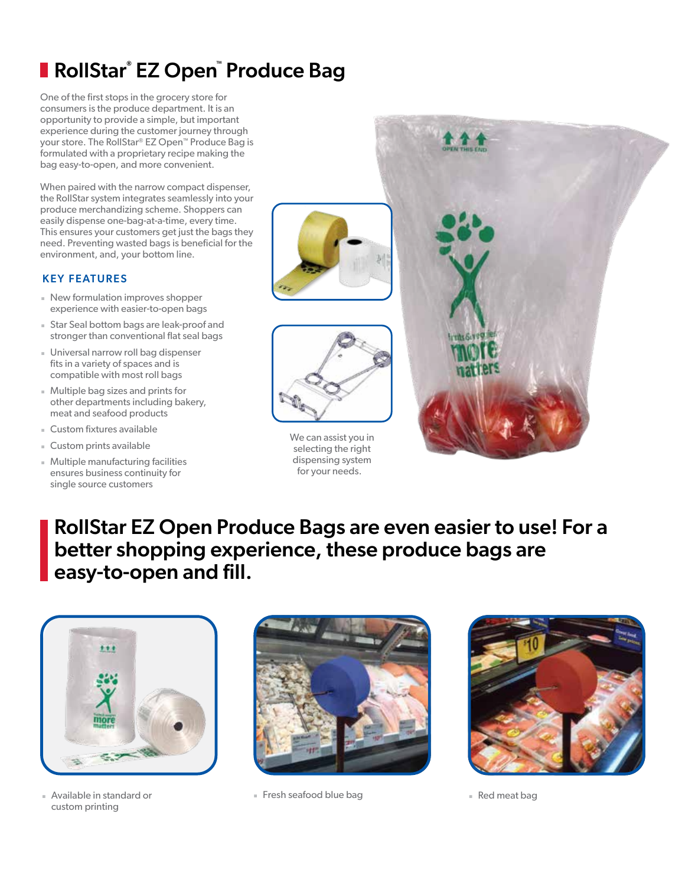# RollStar® EZ Open™ Produce Bag

One of the first stops in the grocery store for consumers is the produce department. It is an opportunity to provide a simple, but important experience during the customer journey through your store. The RollStar® EZ Open™ Produce Bag is formulated with a proprietary recipe making the bag easy-to-open, and more convenient.

When paired with the narrow compact dispenser, the RollStar system integrates seamlessly into your produce merchandizing scheme. Shoppers can easily dispense one-bag-at-a-time, every time. This ensures your customers get just the bags they need. Preventing wasted bags is beneficial for the environment, and, your bottom line.

### KEY FEATURES

- New formulation improves shopper experience with easier-to-open bags
- Star Seal bottom bags are leak-proof and stronger than conventional flat seal bags
- Universal narrow roll bag dispenser fits in a variety of spaces and is compatible with most roll bags
- Multiple bag sizes and prints for other departments including bakery, meat and seafood products
- Custom fixtures available
- Custom prints available
- Multiple manufacturing facilities ensures business continuity for single source customers

We can assist you in selecting the right dispensing system for your needs.

## RollStar EZ Open Produce Bags are even easier to use! For a better shopping experience, these produce bags are easy-to-open and fill.

- Available in standard or custom printing
- Fresh seafood blue bag
- Red meat bag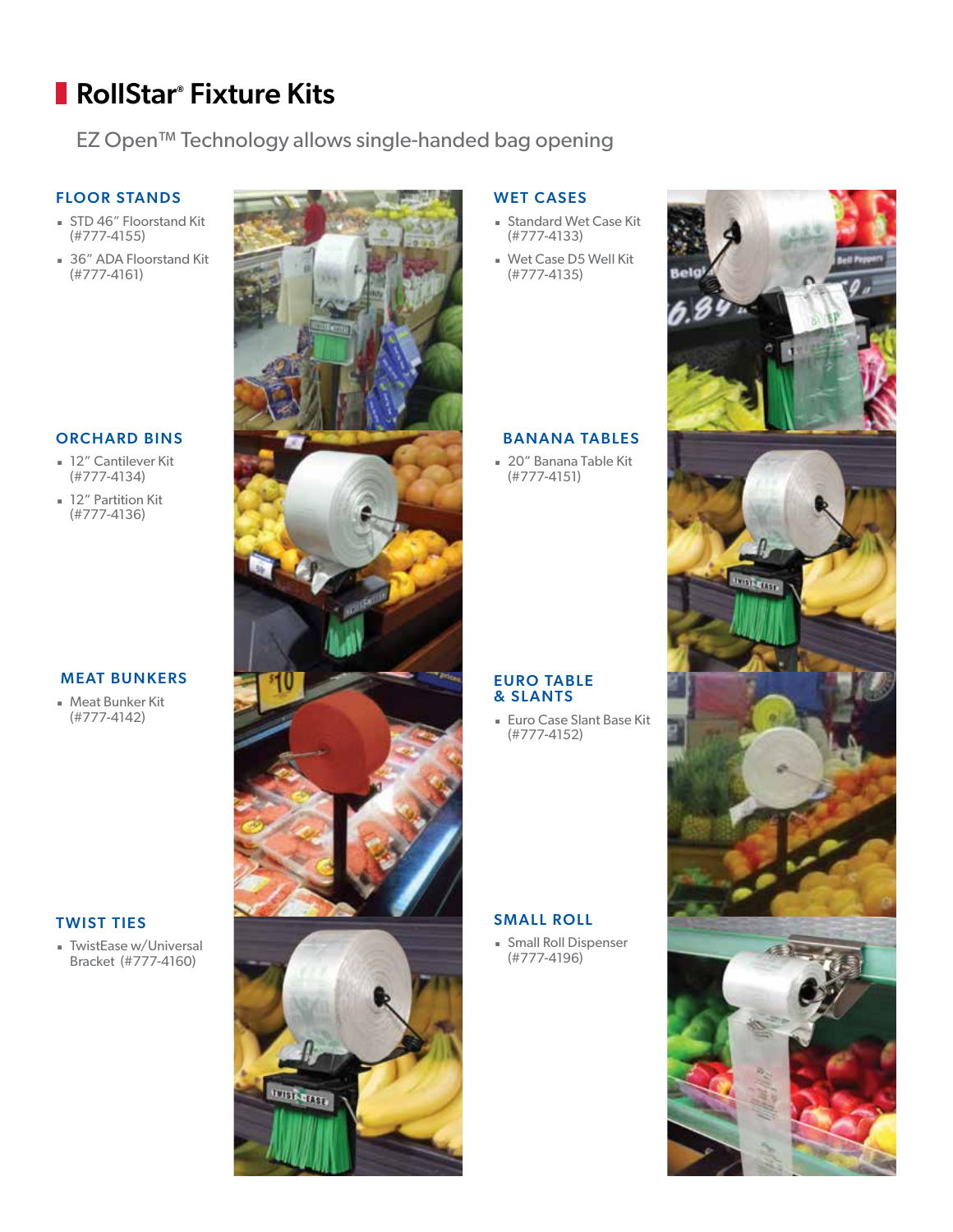# RollStar® Fixture Kits

EZ Open™ Technology allows single-handed bag opening

## FLOOR STANDS

- STD 46″ Floorstand Kit (#777-4155)
- 36″ ADA Floorstand Kit (#777-4161)

## WET CASES

- Standard Wet Case Kit (#777-4133)
- Wet Case D5 Well Kit (#777-4135)

## ORCHARD BINS

- 12″ Cantilever Kit (#777-4134)
- 12″ Partition Kit (#777-4136)

## BANANA TABLES

- 20″ Banana Table Kit (#777-4151)

## MEAT BUNKERS

- Meat Bunker Kit (#777-4142)

## EURO TABLE & SLANTS

- Euro Case Slant Base Kit (#777-4152)

## TWIST TIES

- TwistEase w/Universal Bracket (#777-4160)

## SMALL ROLL

- Small Roll Dispenser (#777-4196)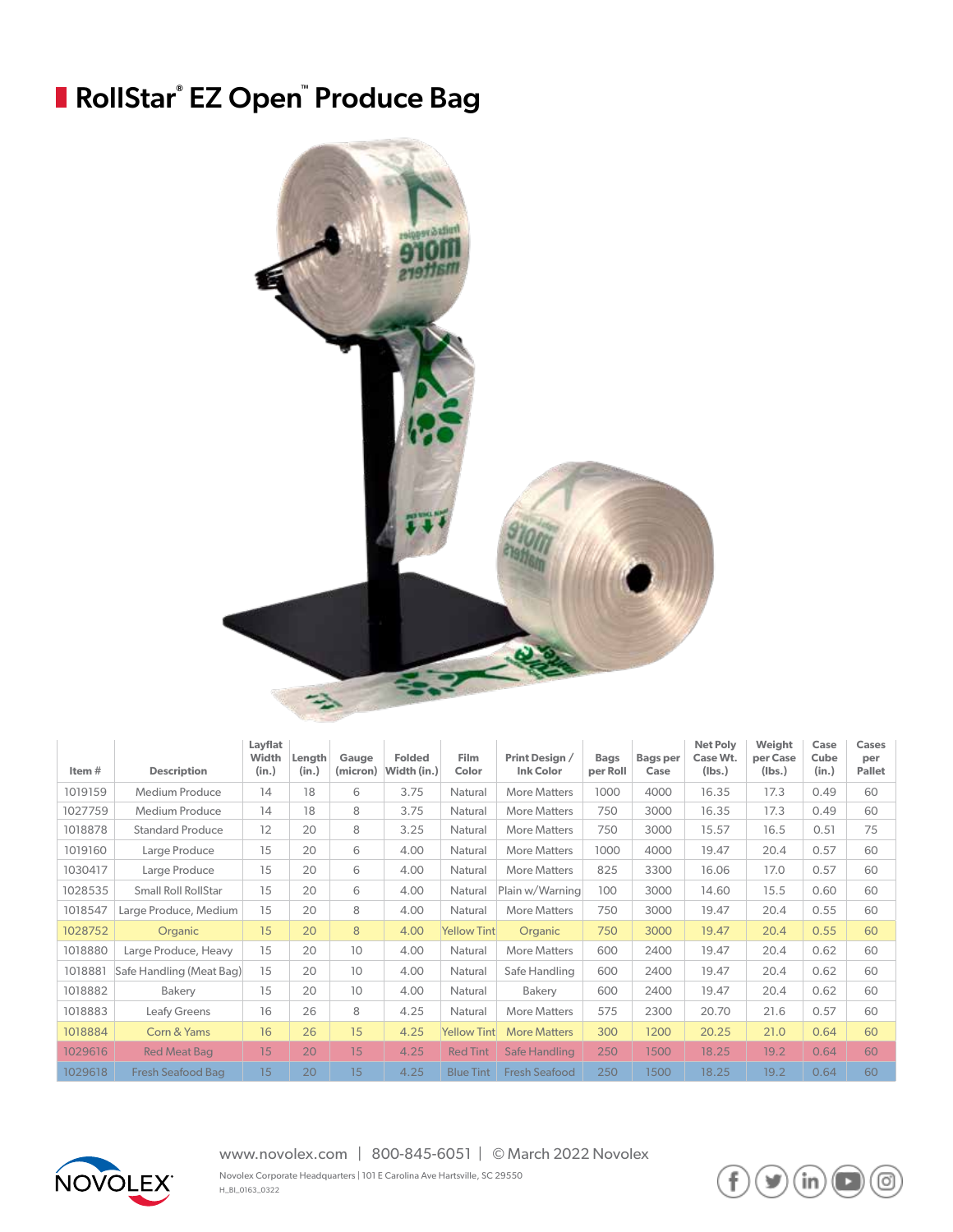# RollStar® EZ Open™ Produce Bag

| Item # | Description | Layflat Width (in.) | Length (in.) | Gauge (micron) | Folded Width (in.) | Film Color | Print Design / Ink Color | Bags per Roll | Bags per Case | Net Poly Case Wt. (lbs.) | Weight per Case (lbs.) | Case Cube (in.) | Cases per Pallet |
|---|---|---|---|---|---|---|---|---|---|---|---|---|---|
| 1019159 | Medium Produce | 14 | 18 | 6 | 3.75 | Natural | More Matters | 1000 | 4000 | 16.35 | 17.3 | 0.49 | 60 |
| 1027759 | Medium Produce | 14 | 18 | 8 | 3.75 | Natural | More Matters | 750 | 3000 | 16.35 | 17.3 | 0.49 | 60 |
| 1018878 | Standard Produce | 12 | 20 | 8 | 3.25 | Natural | More Matters | 750 | 3000 | 15.57 | 16.5 | 0.51 | 75 |
| 1019160 | Large Produce | 15 | 20 | 6 | 4.00 | Natural | More Matters | 1000 | 4000 | 19.47 | 20.4 | 0.57 | 60 |
| 1030417 | Large Produce | 15 | 20 | 6 | 4.00 | Natural | More Matters | 825 | 3300 | 16.06 | 17.0 | 0.57 | 60 |
| 1028535 | Small Roll RollStar | 15 | 20 | 6 | 4.00 | Natural | Plain w/Warning | 100 | 3000 | 14.60 | 15.5 | 0.60 | 60 |
| 1018547 | Large Produce, Medium | 15 | 20 | 8 | 4.00 | Natural | More Matters | 750 | 3000 | 19.47 | 20.4 | 0.55 | 60 |
| 1028752 | Organic | 15 | 20 | 8 | 4.00 | Yellow Tint | Organic | 750 | 3000 | 19.47 | 20.4 | 0.55 | 60 |
| 1018880 | Large Produce, Heavy | 15 | 20 | 10 | 4.00 | Natural | More Matters | 600 | 2400 | 19.47 | 20.4 | 0.62 | 60 |
| 1018881 | Safe Handling (Meat Bag) | 15 | 20 | 10 | 4.00 | Natural | Safe Handling | 600 | 2400 | 19.47 | 20.4 | 0.62 | 60 |
| 1018882 | Bakery | 15 | 20 | 10 | 4.00 | Natural | Bakery | 600 | 2400 | 19.47 | 20.4 | 0.62 | 60 |
| 1018883 | Leafy Greens | 16 | 26 | 8 | 4.25 | Natural | More Matters | 575 | 2300 | 20.70 | 21.6 | 0.57 | 60 |
| 1018884 | Corn & Yams | 16 | 26 | 15 | 4.25 | Yellow Tint | More Matters | 300 | 1200 | 20.25 | 21.0 | 0.64 | 60 |
| 1029616 | Red Meat Bag | 15 | 20 | 15 | 4.25 | Red Tint | Safe Handling | 250 | 1500 | 18.25 | 19.2 | 0.64 | 60 |
| 1029618 | Fresh Seafood Bag | 15 | 20 | 15 | 4.25 | Blue Tint | Fresh Seafood | 250 | 1500 | 18.25 | 19.2 | 0.64 | 60 |

NOVOLEX

www.novolex.com | 800-845-6051 | © March 2022 Novolex

Novolex Corporate Headquarters | 101 E Carolina Ave Hartsville, SC 29550

H_BI_0163_0322